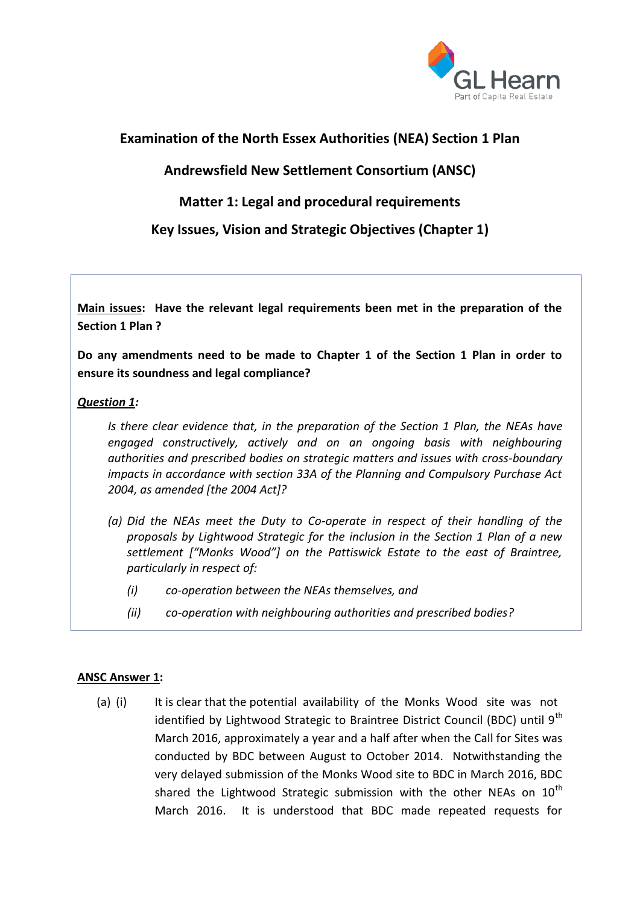# Examination of the North Essex Authorities (NEA) Section 1 Plan

## Andrewsfield New Settlement Consortium (ANSC)

## Matter 1: Legal and procedural requirements

## Key Issues, Vision and Strategic Objectives (Chapter 1)

**Main issues: Have the relevant legal requirements been met in the preparation of the Section 1 Plan ?**

**Do any amendments need to be made to Chapter 1 of the Section 1 Plan in order to ensure its soundness and legal compliance?**

***Question 1:***

*Is there clear evidence that, in the preparation of the Section 1 Plan, the NEAs have engaged constructively, actively and on an ongoing basis with neighbouring authorities and prescribed bodies on strategic matters and issues with cross-boundary impacts in accordance with section 33A of the Planning and Compulsory Purchase Act 2004, as amended [the 2004 Act]?*

*(a) Did the NEAs meet the Duty to Co-operate in respect of their handling of the proposals by Lightwood Strategic for the inclusion in the Section 1 Plan of a new settlement ["Monks Wood"] on the Pattiswick Estate to the east of Braintree, particularly in respect of:*

*(i) co-operation between the NEAs themselves, and*

*(ii) co-operation with neighbouring authorities and prescribed bodies?*

**ANSC Answer 1:**

(a) (i) It is clear that the potential availability of the Monks Wood site was not identified by Lightwood Strategic to Braintree District Council (BDC) until 9th March 2016, approximately a year and a half after when the Call for Sites was conducted by BDC between August to October 2014. Notwithstanding the very delayed submission of the Monks Wood site to BDC in March 2016, BDC shared the Lightwood Strategic submission with the other NEAs on 10th March 2016. It is understood that BDC made repeated requests for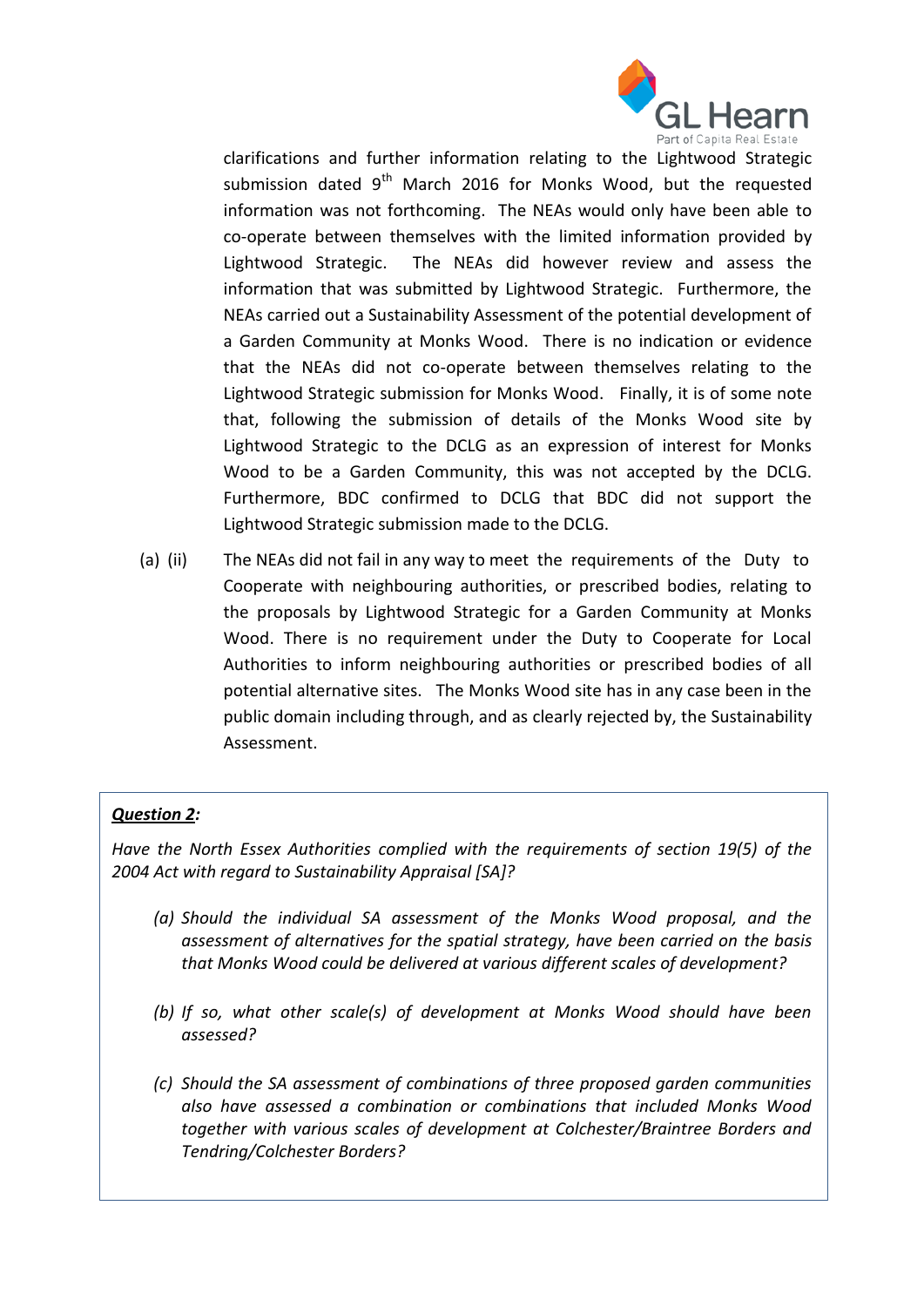clarifications and further information relating to the Lightwood Strategic submission dated 9th March 2016 for Monks Wood, but the requested information was not forthcoming. The NEAs would only have been able to co-operate between themselves with the limited information provided by Lightwood Strategic. The NEAs did however review and assess the information that was submitted by Lightwood Strategic. Furthermore, the NEAs carried out a Sustainability Assessment of the potential development of a Garden Community at Monks Wood. There is no indication or evidence that the NEAs did not co-operate between themselves relating to the Lightwood Strategic submission for Monks Wood. Finally, it is of some note that, following the submission of details of the Monks Wood site by Lightwood Strategic to the DCLG as an expression of interest for Monks Wood to be a Garden Community, this was not accepted by the DCLG. Furthermore, BDC confirmed to DCLG that BDC did not support the Lightwood Strategic submission made to the DCLG.

(a) (ii) The NEAs did not fail in any way to meet the requirements of the Duty to Cooperate with neighbouring authorities, or prescribed bodies, relating to the proposals by Lightwood Strategic for a Garden Community at Monks Wood. There is no requirement under the Duty to Cooperate for Local Authorities to inform neighbouring authorities or prescribed bodies of all potential alternative sites. The Monks Wood site has in any case been in the public domain including through, and as clearly rejected by, the Sustainability Assessment.

***<u>Question 2</u>:***

*Have the North Essex Authorities complied with the requirements of section 19(5) of the 2004 Act with regard to Sustainability Appraisal [SA]?*

*(a) Should the individual SA assessment of the Monks Wood proposal, and the assessment of alternatives for the spatial strategy, have been carried on the basis that Monks Wood could be delivered at various different scales of development?*

*(b) If so, what other scale(s) of development at Monks Wood should have been assessed?*

*(c) Should the SA assessment of combinations of three proposed garden communities also have assessed a combination or combinations that included Monks Wood together with various scales of development at Colchester/Braintree Borders and Tendring/Colchester Borders?*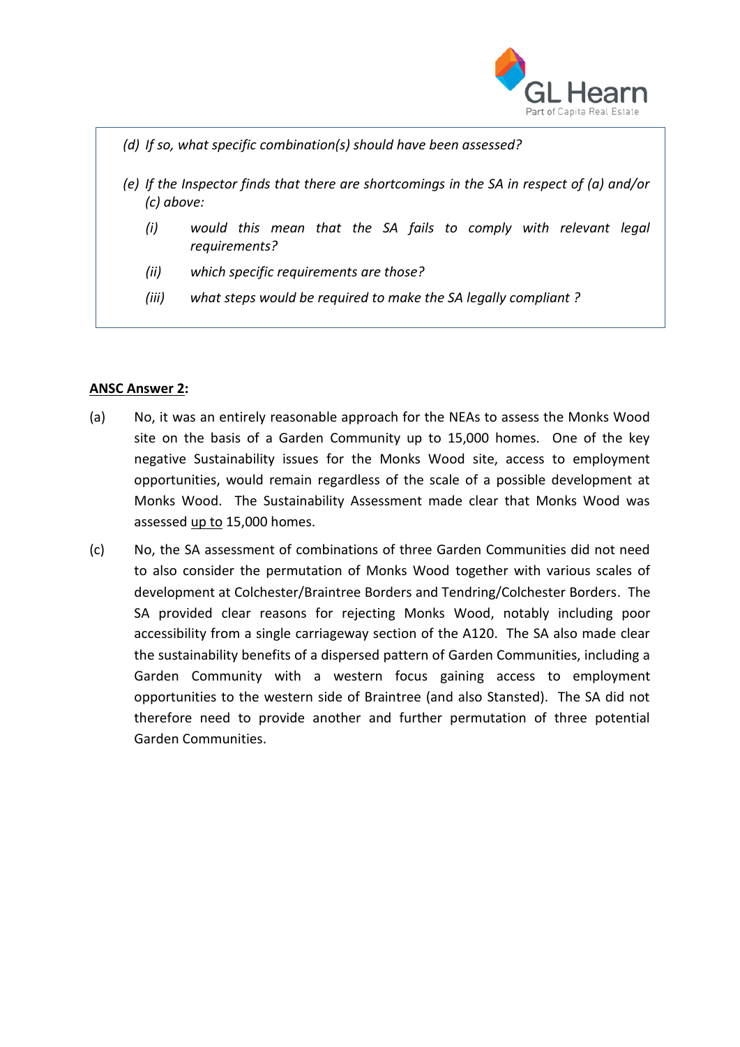> *(d) If so, what specific combination(s) should have been assessed?*
>
> *(e) If the Inspector finds that there are shortcomings in the SA in respect of (a) and/or (c) above:*
>
> *(i) would this mean that the SA fails to comply with relevant legal requirements?*
>
> *(ii) which specific requirements are those?*
>
> *(iii) what steps would be required to make the SA legally compliant ?*

**ANSC Answer 2:**

(a) No, it was an entirely reasonable approach for the NEAs to assess the Monks Wood site on the basis of a Garden Community up to 15,000 homes. One of the key negative Sustainability issues for the Monks Wood site, access to employment opportunities, would remain regardless of the scale of a possible development at Monks Wood. The Sustainability Assessment made clear that Monks Wood was assessed <u>up to</u> 15,000 homes.

(c) No, the SA assessment of combinations of three Garden Communities did not need to also consider the permutation of Monks Wood together with various scales of development at Colchester/Braintree Borders and Tendring/Colchester Borders. The SA provided clear reasons for rejecting Monks Wood, notably including poor accessibility from a single carriageway section of the A120. The SA also made clear the sustainability benefits of a dispersed pattern of Garden Communities, including a Garden Community with a western focus gaining access to employment opportunities to the western side of Braintree (and also Stansted). The SA did not therefore need to provide another and further permutation of three potential Garden Communities.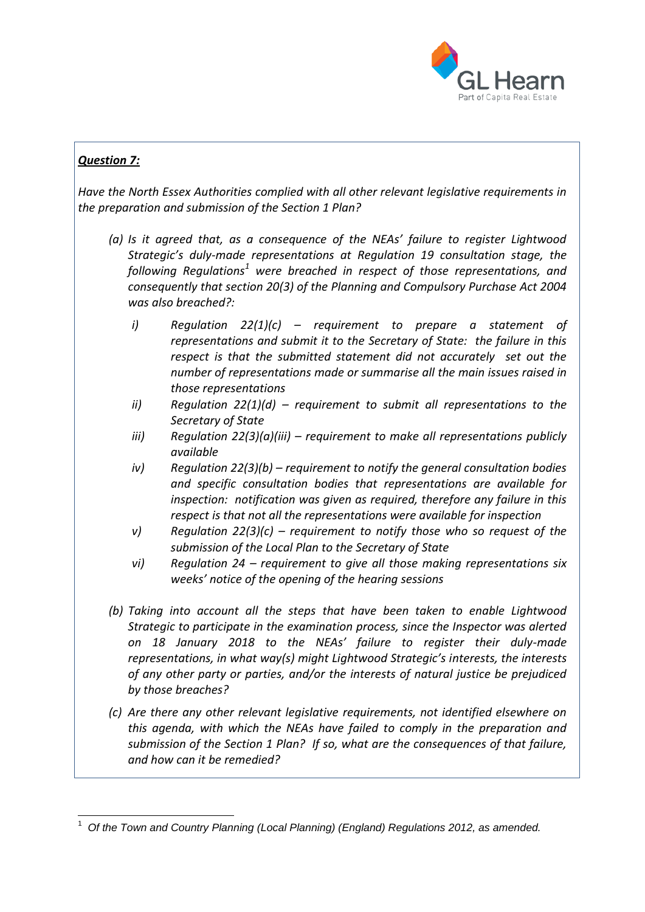***Question 7:***

*Have the North Essex Authorities complied with all other relevant legislative requirements in the preparation and submission of the Section 1 Plan?*

*(a) Is it agreed that, as a consequence of the NEAs' failure to register Lightwood Strategic's duly-made representations at Regulation 19 consultation stage, the following Regulations[1] were breached in respect of those representations, and consequently that section 20(3) of the Planning and Compulsory Purchase Act 2004 was also breached?:*

*i) Regulation 22(1)(c) – requirement to prepare a statement of representations and submit it to the Secretary of State: the failure in this respect is that the submitted statement did not accurately set out the number of representations made or summarise all the main issues raised in those representations*

*ii) Regulation 22(1)(d) – requirement to submit all representations to the Secretary of State*

*iii) Regulation 22(3)(a)(iii) – requirement to make all representations publicly available*

*iv) Regulation 22(3)(b) – requirement to notify the general consultation bodies and specific consultation bodies that representations are available for inspection: notification was given as required, therefore any failure in this respect is that not all the representations were available for inspection*

*v) Regulation 22(3)(c) – requirement to notify those who so request of the submission of the Local Plan to the Secretary of State*

*vi) Regulation 24 – requirement to give all those making representations six weeks' notice of the opening of the hearing sessions*

*(b) Taking into account all the steps that have been taken to enable Lightwood Strategic to participate in the examination process, since the Inspector was alerted on 18 January 2018 to the NEAs' failure to register their duly-made representations, in what way(s) might Lightwood Strategic's interests, the interests of any other party or parties, and/or the interests of natural justice be prejudiced by those breaches?*

*(c) Are there any other relevant legislative requirements, not identified elsewhere on this agenda, with which the NEAs have failed to comply in the preparation and submission of the Section 1 Plan? If so, what are the consequences of that failure, and how can it be remedied?*

---

[1] *Of the Town and Country Planning (Local Planning) (England) Regulations 2012, as amended.*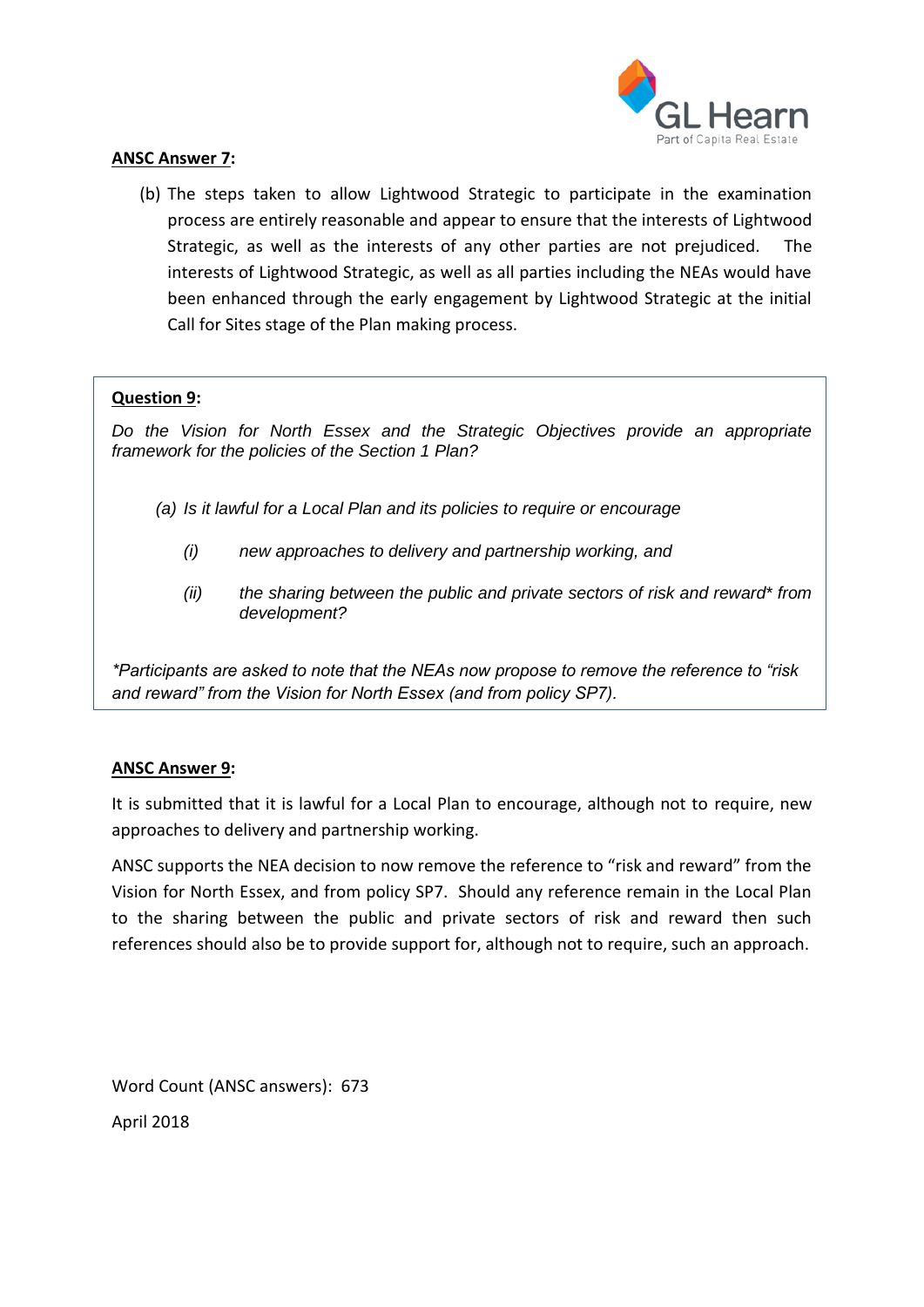**ANSC Answer 7:**

(b) The steps taken to allow Lightwood Strategic to participate in the examination process are entirely reasonable and appear to ensure that the interests of Lightwood Strategic, as well as the interests of any other parties are not prejudiced. The interests of Lightwood Strategic, as well as all parties including the NEAs would have been enhanced through the early engagement by Lightwood Strategic at the initial Call for Sites stage of the Plan making process.

**Question 9:**

*Do the Vision for North Essex and the Strategic Objectives provide an appropriate framework for the policies of the Section 1 Plan?*

*(a) Is it lawful for a Local Plan and its policies to require or encourage*

*(i) new approaches to delivery and partnership working, and*

*(ii) the sharing between the public and private sectors of risk and reward* from development?*

**Participants are asked to note that the NEAs now propose to remove the reference to "risk and reward" from the Vision for North Essex (and from policy SP7).*

**ANSC Answer 9:**

It is submitted that it is lawful for a Local Plan to encourage, although not to require, new approaches to delivery and partnership working.

ANSC supports the NEA decision to now remove the reference to "risk and reward" from the Vision for North Essex, and from policy SP7. Should any reference remain in the Local Plan to the sharing between the public and private sectors of risk and reward then such references should also be to provide support for, although not to require, such an approach.

Word Count (ANSC answers): 673

April 2018